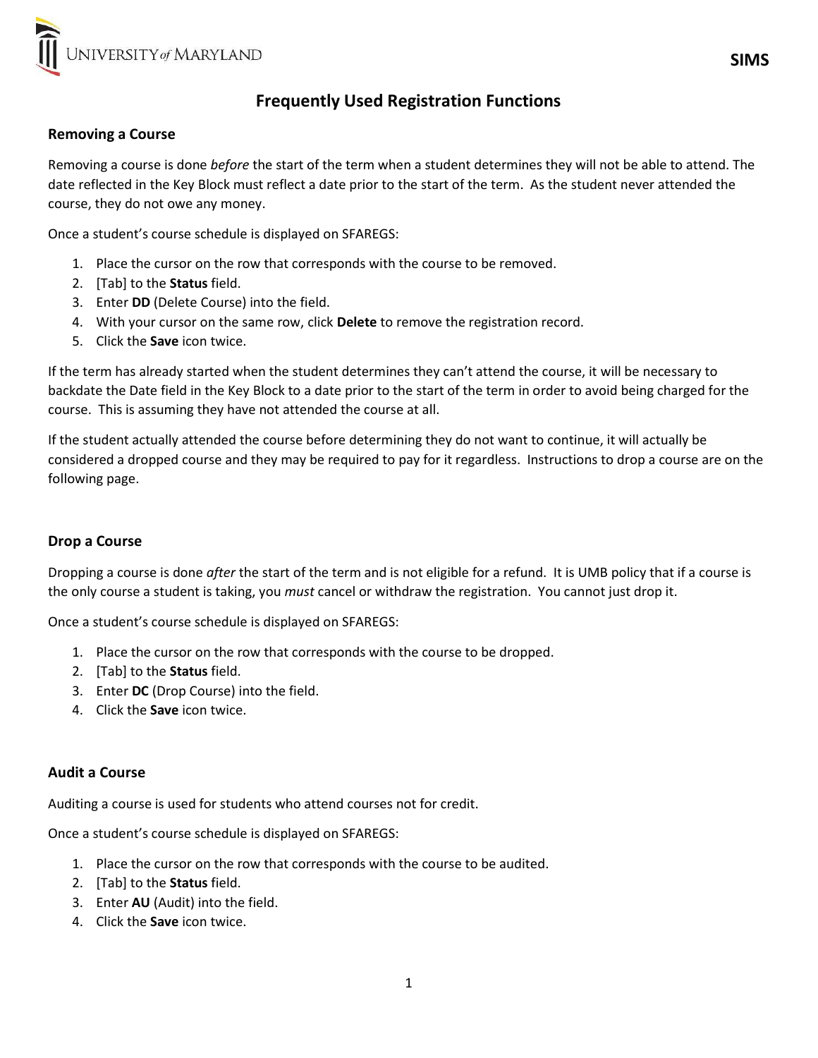# Frequently Used Registration Functions

## Removing a Course

Removing a course is done *before* the start of the term when a student determines they will not be able to attend. The date reflected in the Key Block must reflect a date prior to the start of the term. As the student never attended the course, they do not owe any money.

Once a student's course schedule is displayed on SFAREGS:

1. Place the cursor on the row that corresponds with the course to be removed.
2. [Tab] to the **Status** field.
3. Enter **DD** (Delete Course) into the field.
4. With your cursor on the same row, click **Delete** to remove the registration record.
5. Click the **Save** icon twice.

If the term has already started when the student determines they can't attend the course, it will be necessary to backdate the Date field in the Key Block to a date prior to the start of the term in order to avoid being charged for the course. This is assuming they have not attended the course at all.

If the student actually attended the course before determining they do not want to continue, it will actually be considered a dropped course and they may be required to pay for it regardless. Instructions to drop a course are on the following page.

## Drop a Course

Dropping a course is done *after* the start of the term and is not eligible for a refund. It is UMB policy that if a course is the only course a student is taking, you *must* cancel or withdraw the registration. You cannot just drop it.

Once a student's course schedule is displayed on SFAREGS:

1. Place the cursor on the row that corresponds with the course to be dropped.
2. [Tab] to the **Status** field.
3. Enter **DC** (Drop Course) into the field.
4. Click the **Save** icon twice.

## Audit a Course

Auditing a course is used for students who attend courses not for credit.

Once a student's course schedule is displayed on SFAREGS:

1. Place the cursor on the row that corresponds with the course to be audited.
2. [Tab] to the **Status** field.
3. Enter **AU** (Audit) into the field.
4. Click the **Save** icon twice.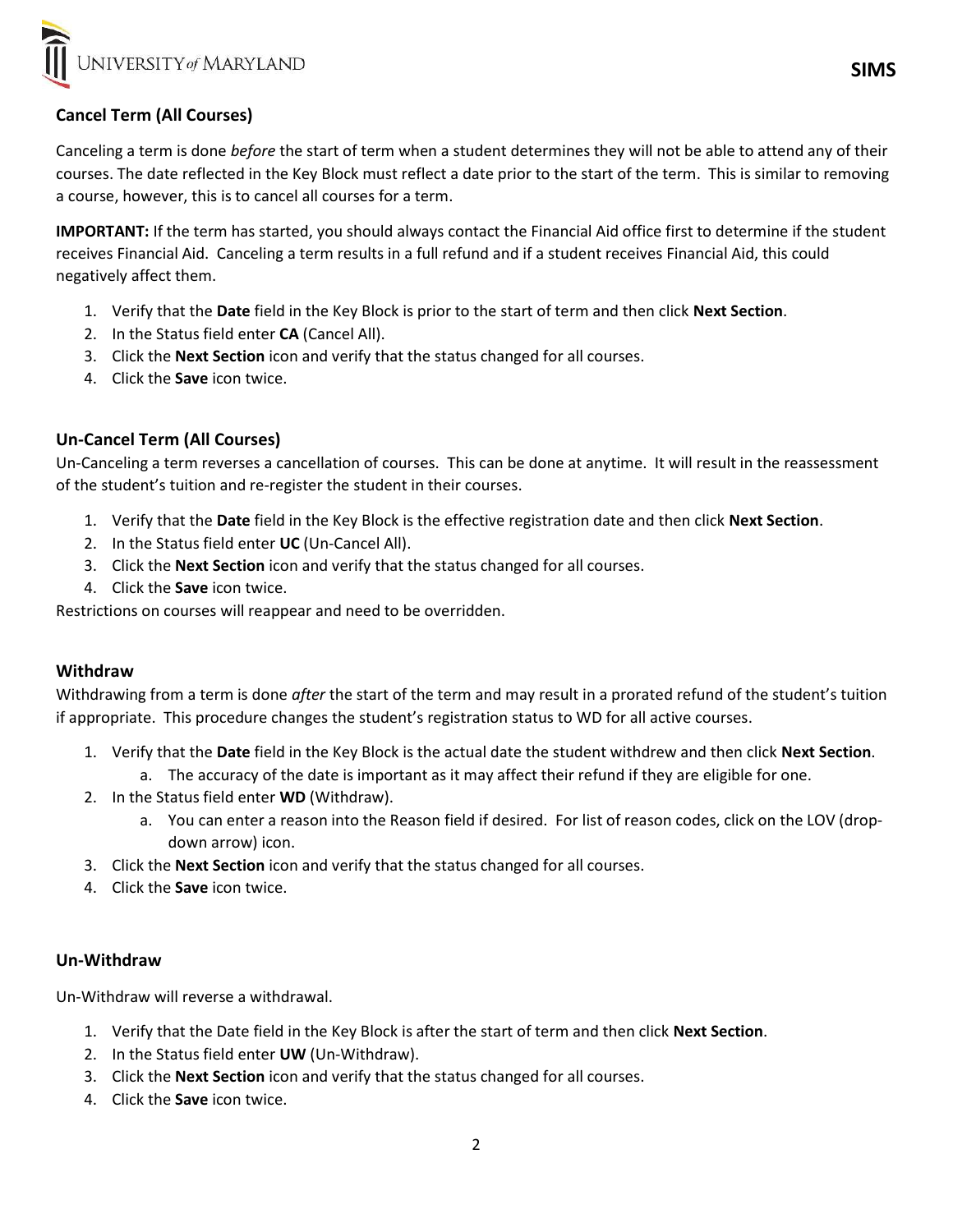## Cancel Term (All Courses)

Canceling a term is done *before* the start of term when a student determines they will not be able to attend any of their courses. The date reflected in the Key Block must reflect a date prior to the start of the term. This is similar to removing a course, however, this is to cancel all courses for a term.

**IMPORTANT:** If the term has started, you should always contact the Financial Aid office first to determine if the student receives Financial Aid. Canceling a term results in a full refund and if a student receives Financial Aid, this could negatively affect them.

1. Verify that the **Date** field in the Key Block is prior to the start of term and then click **Next Section**.
2. In the Status field enter **CA** (Cancel All).
3. Click the **Next Section** icon and verify that the status changed for all courses.
4. Click the **Save** icon twice.

## Un-Cancel Term (All Courses)

Un-Canceling a term reverses a cancellation of courses. This can be done at anytime. It will result in the reassessment of the student's tuition and re-register the student in their courses.

1. Verify that the **Date** field in the Key Block is the effective registration date and then click **Next Section**.
2. In the Status field enter **UC** (Un-Cancel All).
3. Click the **Next Section** icon and verify that the status changed for all courses.
4. Click the **Save** icon twice.

Restrictions on courses will reappear and need to be overridden.

## Withdraw

Withdrawing from a term is done *after* the start of the term and may result in a prorated refund of the student's tuition if appropriate. This procedure changes the student's registration status to WD for all active courses.

1. Verify that the **Date** field in the Key Block is the actual date the student withdrew and then click **Next Section**.
   a. The accuracy of the date is important as it may affect their refund if they are eligible for one.
2. In the Status field enter **WD** (Withdraw).
   a. You can enter a reason into the Reason field if desired. For list of reason codes, click on the LOV (drop-down arrow) icon.
3. Click the **Next Section** icon and verify that the status changed for all courses.
4. Click the **Save** icon twice.

## Un-Withdraw

Un-Withdraw will reverse a withdrawal.

1. Verify that the Date field in the Key Block is after the start of term and then click **Next Section**.
2. In the Status field enter **UW** (Un-Withdraw).
3. Click the **Next Section** icon and verify that the status changed for all courses.
4. Click the **Save** icon twice.